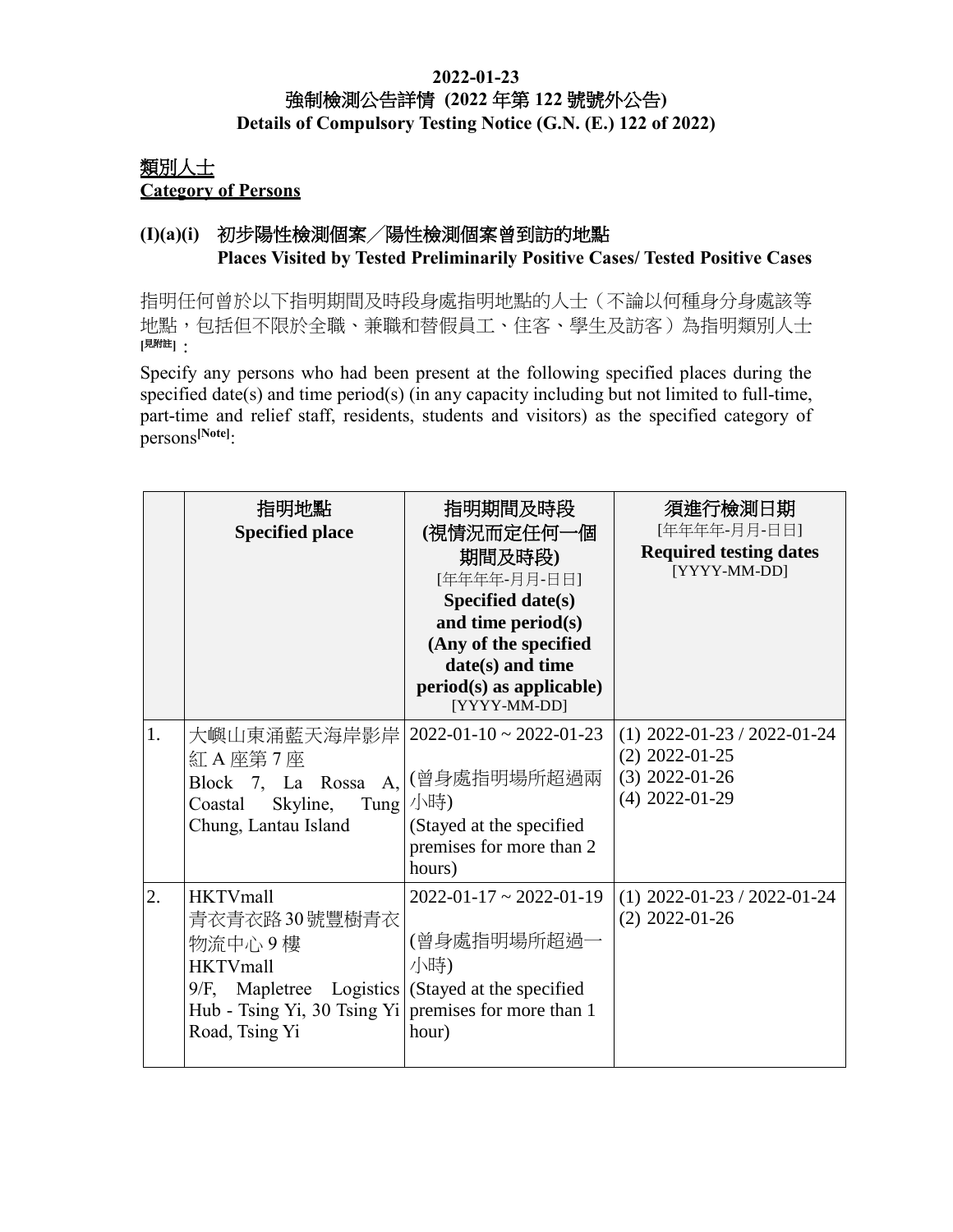**2022-01-23**
**強制檢測公告詳情 (2022 年第 122 號號外公告)**
**Details of Compulsory Testing Notice (G.N. (E.) 122 of 2022)**

**類別人士**
**Category of Persons**

### (I)(a)(i) 初步陽性檢測個案╱陽性檢測個案曾到訪的地點 Places Visited by Tested Preliminarily Positive Cases/ Tested Positive Cases

指明任何曾於以下指明期間及時段身處指明地點的人士（不論以何種身分身處該等地點，包括但不限於全職、兼職和替假員工、住客、學生及訪客）為指明類別人士[見附註]：

Specify any persons who had been present at the following specified places during the specified date(s) and time period(s) (in any capacity including but not limited to full-time, part-time and relief staff, residents, students and visitors) as the specified category of persons[Note]:

| | 指明地點 **Specified place** | 指明期間及時段 (視情況而定任何一個期間及時段) [年年年年-月月-日日] **Specified date(s) and time period(s) (Any of the specified date(s) and time period(s) as applicable)** [YYYY-MM-DD] | 須進行檢測日期 [年年年年-月月-日日] **Required testing dates** [YYYY-MM-DD] |
|---|---|---|---|
| 1. | 大嶼山東涌藍天海岸影岸紅 A 座第 7 座<br>Block 7, La Rossa A, Coastal Skyline, Tung Chung, Lantau Island | 2022-01-10 ~ 2022-01-23<br>(曾身處指明場所超過兩小時)<br>(Stayed at the specified premises for more than 2 hours) | (1) 2022-01-23 / 2022-01-24<br>(2) 2022-01-25<br>(3) 2022-01-26<br>(4) 2022-01-29 |
| 2. | HKTVmall<br>青衣青衣路 30 號豐樹青衣物流中心 9 樓<br>HKTVmall<br>9/F, Mapletree Logistics Hub - Tsing Yi, 30 Tsing Yi Road, Tsing Yi | 2022-01-17 ~ 2022-01-19<br>(曾身處指明場所超過一小時)<br>(Stayed at the specified premises for more than 1 hour) | (1) 2022-01-23 / 2022-01-24<br>(2) 2022-01-26 |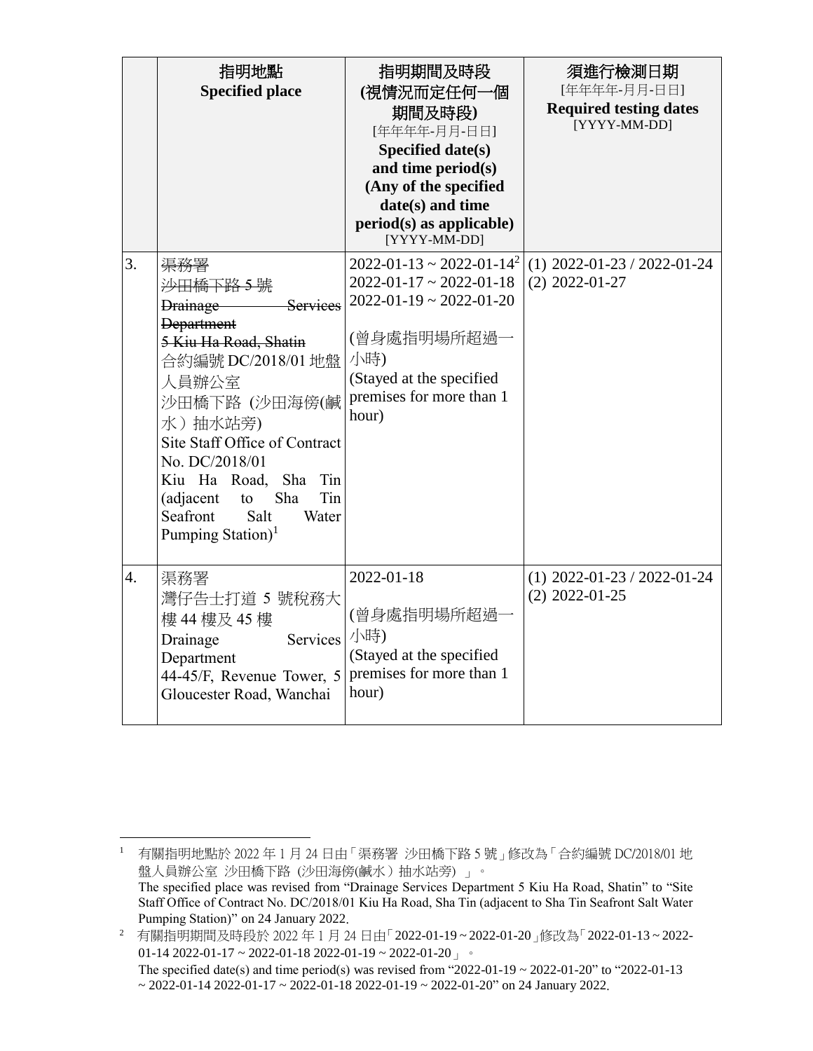|  | 指明地點<br>**Specified place** | 指明期間及時段<br>**(視情況而定任何一個期間及時段)**<br>[年年年年-月月-日日]<br>**Specified date(s) and time period(s) (Any of the specified date(s) and time period(s) as applicable)**<br>[YYYY-MM-DD] | 須進行檢測日期<br>[年年年年-月月-日日]<br>**Required testing dates**<br>[YYYY-MM-DD] |
|---|---|---|---|
| 3. | ~~渠務署~~<br>~~沙田橋下路 5 號~~<br>~~Drainage Services Department~~<br>~~5 Kiu Ha Road, Shatin~~<br>合約編號 DC/2018/01 地盤人員辦公室<br>沙田橋下路 (沙田海傍(鹹水）抽水站旁)<br>Site Staff Office of Contract No. DC/2018/01<br>Kiu Ha Road, Sha Tin (adjacent to Sha Tin Seafront Salt Water Pumping Station)[1] | 2022-01-13 ~ 2022-01-14[2]<br>2022-01-17 ~ 2022-01-18<br>2022-01-19 ~ 2022-01-20<br><br>(曾身處指明場所超過一小時)<br>(Stayed at the specified premises for more than 1 hour) | (1) 2022-01-23 / 2022-01-24<br>(2) 2022-01-27 |
| 4. | 渠務署<br>灣仔告士打道 5 號稅務大樓 44 樓及 45 樓<br>Drainage Services Department<br>44-45/F, Revenue Tower, 5 Gloucester Road, Wanchai | 2022-01-18<br><br>(曾身處指明場所超過一小時)<br>(Stayed at the specified premises for more than 1 hour) | (1) 2022-01-23 / 2022-01-24<br>(2) 2022-01-25 |

[1] 有關指明地點於 2022 年 1 月 24 日由「渠務署 沙田橋下路 5 號」修改為「合約編號 DC/2018/01 地盤人員辦公室 沙田橋下路 (沙田海傍(鹹水）抽水站旁) 」。
The specified place was revised from "Drainage Services Department 5 Kiu Ha Road, Shatin" to "Site Staff Office of Contract No. DC/2018/01 Kiu Ha Road, Sha Tin (adjacent to Sha Tin Seafront Salt Water Pumping Station)" on 24 January 2022.

[2] 有關指明期間及時段於 2022 年 1 月 24 日由「2022-01-19 ~ 2022-01-20」修改為「2022-01-13 ~ 2022-01-14 2022-01-17 ~ 2022-01-18 2022-01-19 ~ 2022-01-20」。
The specified date(s) and time period(s) was revised from "2022-01-19 ~ 2022-01-20" to "2022-01-13 ~ 2022-01-14 2022-01-17 ~ 2022-01-18 2022-01-19 ~ 2022-01-20" on 24 January 2022.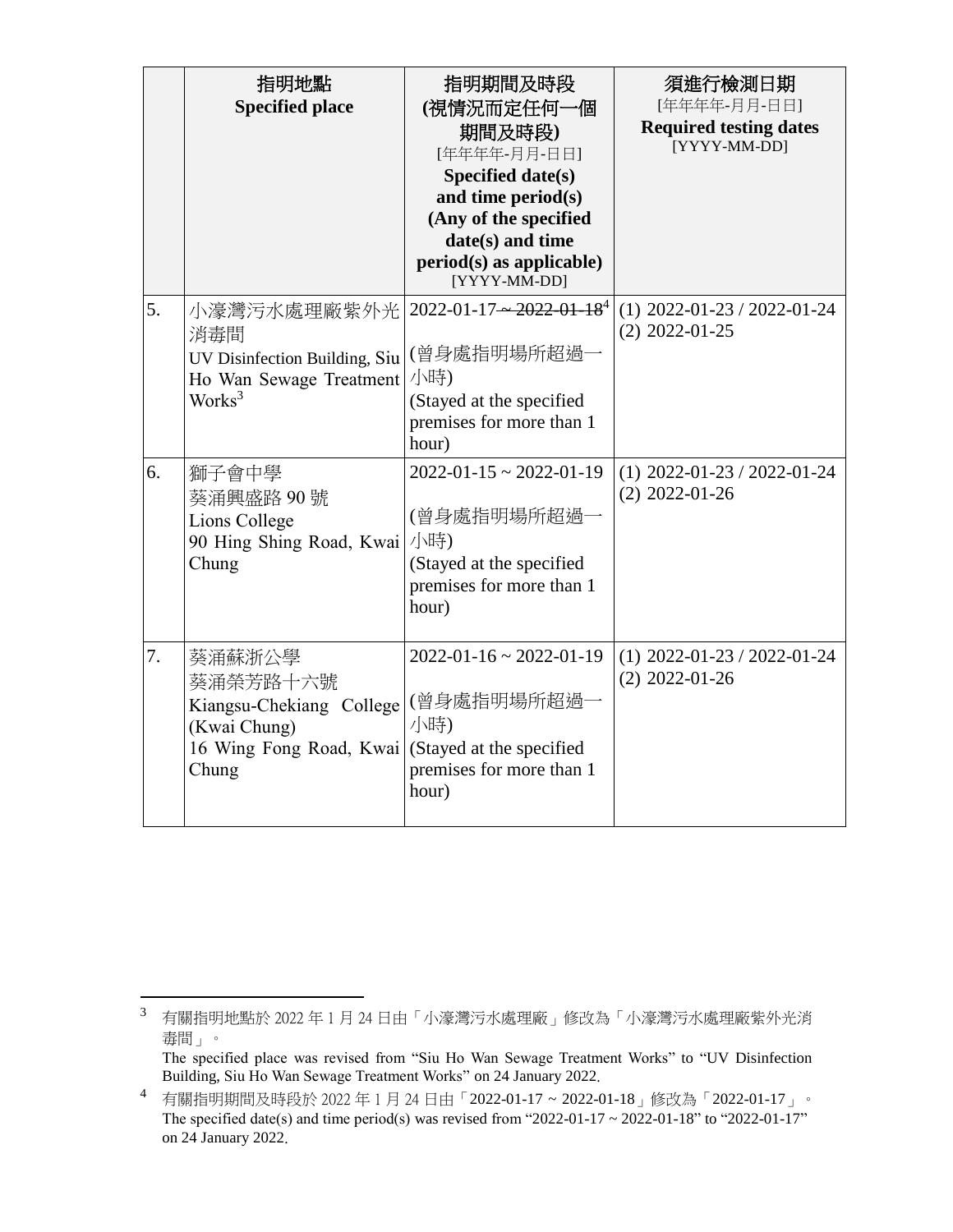| | 指明地點<br>**Specified place** | 指明期間及時段<br>**(視情況而定任何一個期間及時段)**<br>[年年年年-月月-日日]<br>**Specified date(s) and time period(s) (Any of the specified date(s) and time period(s) as applicable)**<br>[YYYY-MM-DD] | 須進行檢測日期<br>[年年年年-月月-日日]<br>**Required testing dates**<br>[YYYY-MM-DD] |
|---|---|---|---|
| 5. | 小濠灣污水處理廠紫外光消毒間<br>UV Disinfection Building, Siu Ho Wan Sewage Treatment Works[3] | 2022-01-17 ~~~ 2022-01-18~~[4]<br><br>(曾身處指明場所超過一小時)<br>(Stayed at the specified premises for more than 1 hour) | (1) 2022-01-23 / 2022-01-24<br>(2) 2022-01-25 |
| 6. | 獅子會中學<br>葵涌興盛路 90 號<br>Lions College<br>90 Hing Shing Road, Kwai Chung | 2022-01-15 ~ 2022-01-19<br><br>(曾身處指明場所超過一小時)<br>(Stayed at the specified premises for more than 1 hour) | (1) 2022-01-23 / 2022-01-24<br>(2) 2022-01-26 |
| 7. | 葵涌蘇浙公學<br>葵涌榮芳路十六號<br>Kiangsu-Chekiang College (Kwai Chung)<br>16 Wing Fong Road, Kwai Chung | 2022-01-16 ~ 2022-01-19<br><br>(曾身處指明場所超過一小時)<br>(Stayed at the specified premises for more than 1 hour) | (1) 2022-01-23 / 2022-01-24<br>(2) 2022-01-26 |

[3] 有關指明地點於 2022 年 1 月 24 日由「小濠灣污水處理廠」修改為「小濠灣污水處理廠紫外光消毒間」。
The specified place was revised from "Siu Ho Wan Sewage Treatment Works" to "UV Disinfection Building, Siu Ho Wan Sewage Treatment Works" on 24 January 2022.

[4] 有關指明期間及時段於 2022 年 1 月 24 日由「2022-01-17 ~ 2022-01-18」修改為「2022-01-17」。
The specified date(s) and time period(s) was revised from "2022-01-17 ~ 2022-01-18" to "2022-01-17" on 24 January 2022.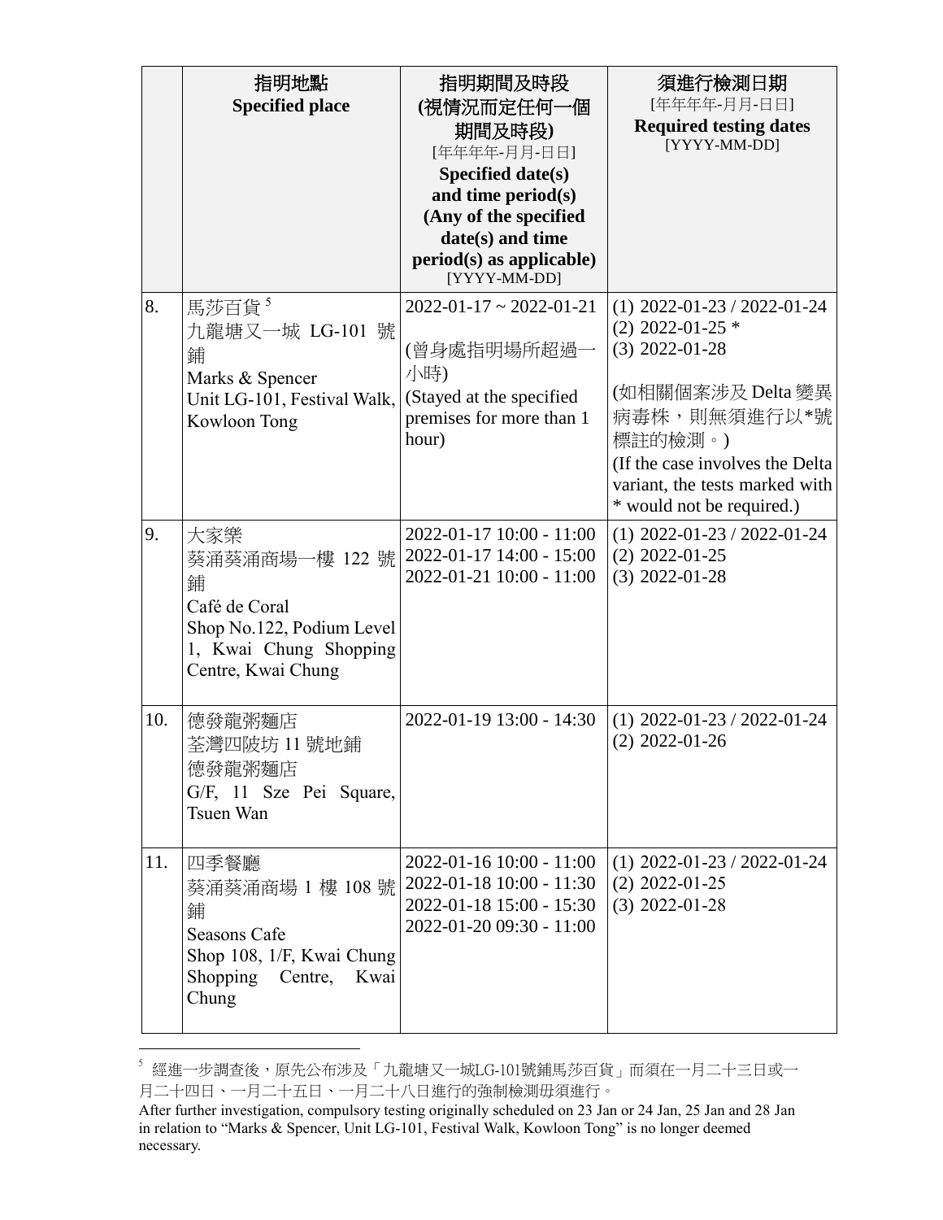| | 指明地點<br>**Specified place** | 指明期間及時段<br>**(視情況而定任何一個期間及時段)**<br>[年年年年-月月-日日]<br>**Specified date(s) and time period(s) (Any of the specified date(s) and time period(s) as applicable)**<br>[YYYY-MM-DD] | 須進行檢測日期<br>[年年年年-月月-日日]<br>**Required testing dates**<br>[YYYY-MM-DD] |
|---|---|---|---|
| 8. | 馬莎百貨[5]<br>九龍塘又一城 LG-101 號鋪<br>Marks & Spencer<br>Unit LG-101, Festival Walk, Kowloon Tong | 2022-01-17 ~ 2022-01-21<br><br>(曾身處指明場所超過一小時)<br>(Stayed at the specified premises for more than 1 hour) | (1) 2022-01-23 / 2022-01-24<br>(2) 2022-01-25 *<br>(3) 2022-01-28<br><br>(如相關個案涉及 Delta 變異病毒株，則無須進行以*號標註的檢測。)<br>(If the case involves the Delta variant, the tests marked with * would not be required.) |
| 9. | 大家樂<br>葵涌葵涌商場一樓 122 號鋪<br>Café de Coral<br>Shop No.122, Podium Level 1, Kwai Chung Shopping Centre, Kwai Chung | 2022-01-17 10:00 - 11:00<br>2022-01-17 14:00 - 15:00<br>2022-01-21 10:00 - 11:00 | (1) 2022-01-23 / 2022-01-24<br>(2) 2022-01-25<br>(3) 2022-01-28 |
| 10. | 德發龍粥麵店<br>荃灣四陂坊 11 號地鋪<br>德發龍粥麵店<br>G/F, 11 Sze Pei Square, Tsuen Wan | 2022-01-19 13:00 - 14:30 | (1) 2022-01-23 / 2022-01-24<br>(2) 2022-01-26 |
| 11. | 四季餐廳<br>葵涌葵涌商場 1 樓 108 號鋪<br>Seasons Cafe<br>Shop 108, 1/F, Kwai Chung Shopping Centre, Kwai Chung | 2022-01-16 10:00 - 11:00<br>2022-01-18 10:00 - 11:30<br>2022-01-18 15:00 - 15:30<br>2022-01-20 09:30 - 11:00 | (1) 2022-01-23 / 2022-01-24<br>(2) 2022-01-25<br>(3) 2022-01-28 |

[5] 經進一步調查後，原先公布涉及「九龍塘又一城LG-101號鋪馬莎百貨」而須在一月二十三日或一月二十四日、一月二十五日、一月二十八日進行的強制檢測毋須進行。
After further investigation, compulsory testing originally scheduled on 23 Jan or 24 Jan, 25 Jan and 28 Jan in relation to "Marks & Spencer, Unit LG-101, Festival Walk, Kowloon Tong" is no longer deemed necessary.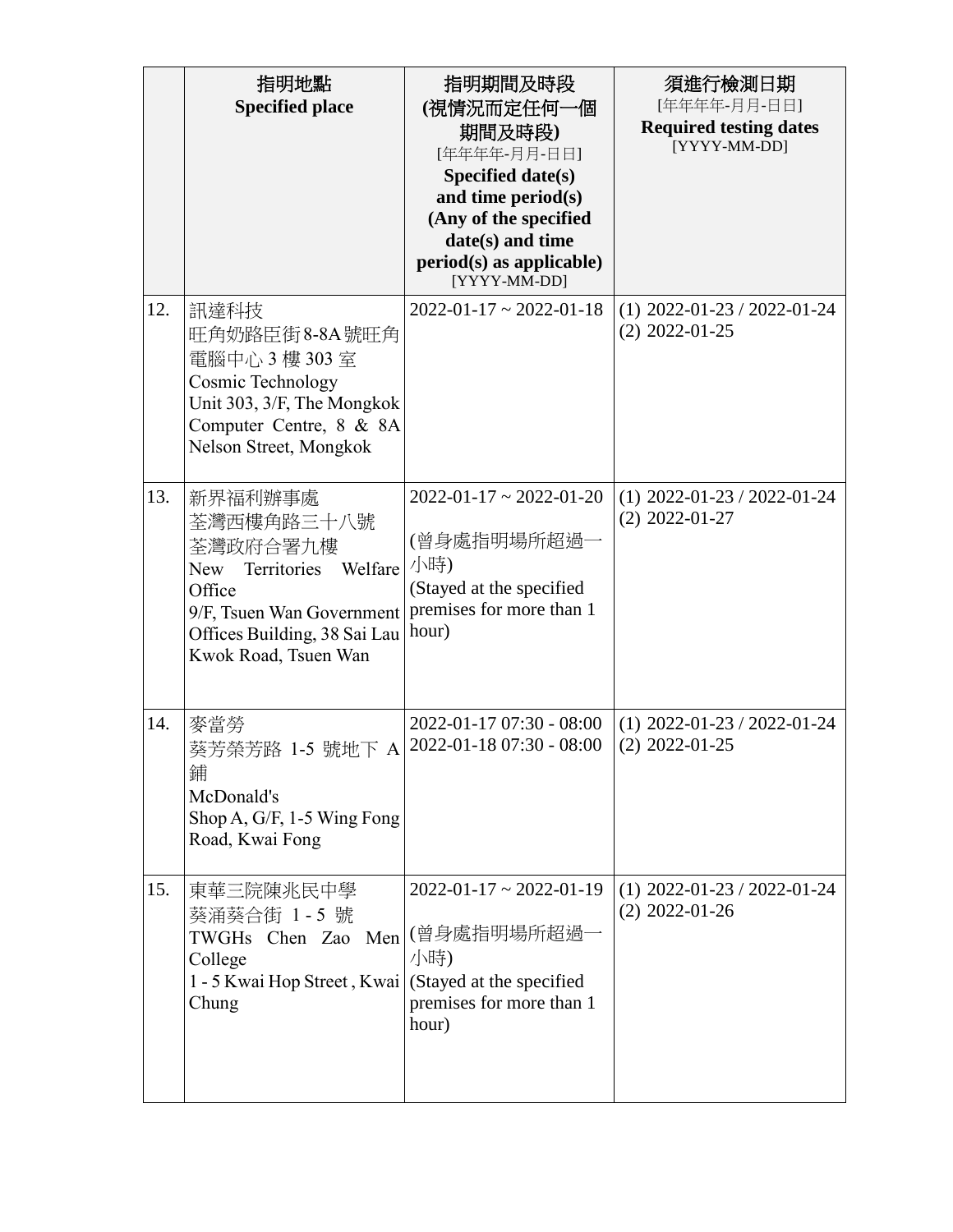| | 指明地點<br>**Specified place** | 指明期間及時段<br>**(視情況而定任何一個期間及時段)**<br>[年年年年-月月-日日]<br>**Specified date(s) and time period(s) (Any of the specified date(s) and time period(s) as applicable)**<br>[YYYY-MM-DD] | 須進行檢測日期<br>[年年年年-月月-日日]<br>**Required testing dates**<br>[YYYY-MM-DD] |
|---|---|---|---|
| 12. | 訊達科技<br>旺角奶路臣街8-8A號旺角電腦中心 3 樓 303 室<br>Cosmic Technology<br>Unit 303, 3/F, The Mongkok Computer Centre, 8 & 8A Nelson Street, Mongkok | 2022-01-17 ~ 2022-01-18 | (1) 2022-01-23 / 2022-01-24<br>(2) 2022-01-25 |
| 13. | 新界福利辦事處<br>荃灣西樓角路三十八號荃灣政府合署九樓<br>New Territories Welfare Office<br>9/F, Tsuen Wan Government Offices Building, 38 Sai Lau Kwok Road, Tsuen Wan | 2022-01-17 ~ 2022-01-20<br><br>(曾身處指明場所超過一小時)<br>(Stayed at the specified premises for more than 1 hour) | (1) 2022-01-23 / 2022-01-24<br>(2) 2022-01-27 |
| 14. | 麥當勞<br>葵芳榮芳路 1-5 號地下 A 鋪<br>McDonald's<br>Shop A, G/F, 1-5 Wing Fong Road, Kwai Fong | 2022-01-17 07:30 - 08:00<br>2022-01-18 07:30 - 08:00 | (1) 2022-01-23 / 2022-01-24<br>(2) 2022-01-25 |
| 15. | 東華三院陳兆民中學<br>葵涌葵合街 1 - 5 號<br>TWGHs Chen Zao Men College<br>1 - 5 Kwai Hop Street , Kwai Chung | 2022-01-17 ~ 2022-01-19<br><br>(曾身處指明場所超過一小時)<br>(Stayed at the specified premises for more than 1 hour) | (1) 2022-01-23 / 2022-01-24<br>(2) 2022-01-26 |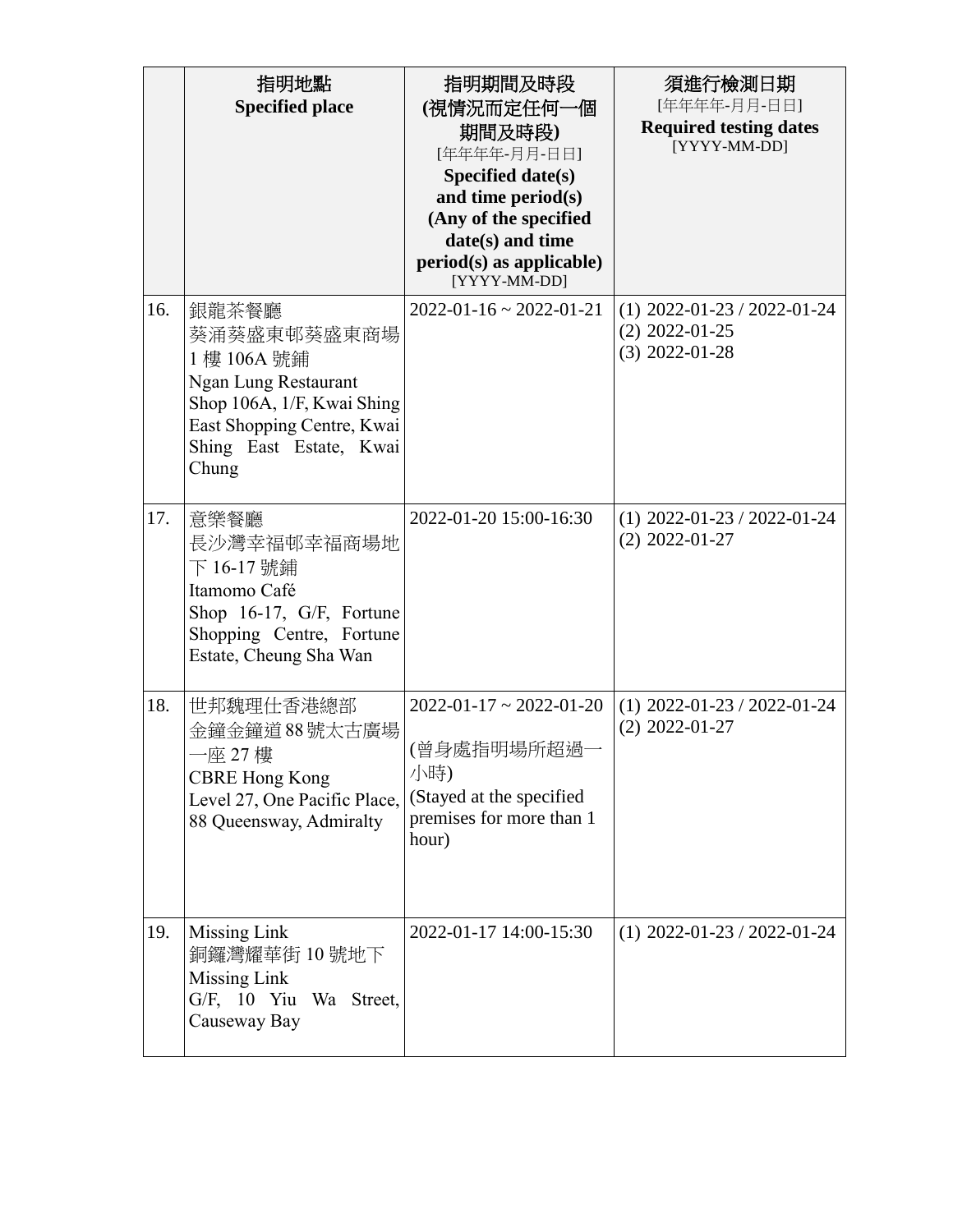| | 指明地點<br>**Specified place** | 指明期間及時段<br>**(視情況而定任何一個期間及時段)**<br>[年年年年-月月-日日]<br>**Specified date(s) and time period(s) (Any of the specified date(s) and time period(s) as applicable)**<br>[YYYY-MM-DD] | 須進行檢測日期<br>[年年年年-月月-日日]<br>**Required testing dates**<br>[YYYY-MM-DD] |
|---|---|---|---|
| 16. | 銀龍茶餐廳<br>葵涌葵盛東邨葵盛東商場1樓106A號鋪<br>Ngan Lung Restaurant<br>Shop 106A, 1/F, Kwai Shing East Shopping Centre, Kwai Shing East Estate, Kwai Chung | 2022-01-16 ~ 2022-01-21 | (1) 2022-01-23 / 2022-01-24<br>(2) 2022-01-25<br>(3) 2022-01-28 |
| 17. | 意樂餐廳<br>長沙灣幸福邨幸福商場地下16-17號鋪<br>Itamomo Café<br>Shop 16-17, G/F, Fortune Shopping Centre, Fortune Estate, Cheung Sha Wan | 2022-01-20 15:00-16:30 | (1) 2022-01-23 / 2022-01-24<br>(2) 2022-01-27 |
| 18. | 世邦魏理仕香港總部<br>金鐘金鐘道88號太古廣場一座27樓<br>CBRE Hong Kong<br>Level 27, One Pacific Place, 88 Queensway, Admiralty | 2022-01-17 ~ 2022-01-20<br>(曾身處指明場所超過一小時)<br>(Stayed at the specified premises for more than 1 hour) | (1) 2022-01-23 / 2022-01-24<br>(2) 2022-01-27 |
| 19. | Missing Link<br>銅鑼灣耀華街10號地下<br>Missing Link<br>G/F, 10 Yiu Wa Street, Causeway Bay | 2022-01-17 14:00-15:30 | (1) 2022-01-23 / 2022-01-24 |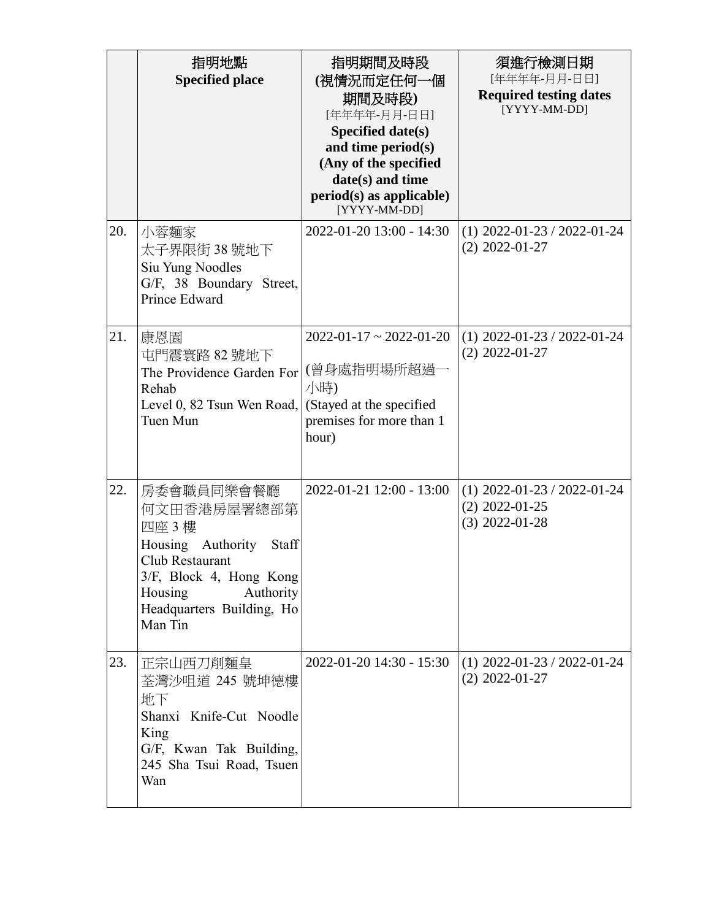| | 指明地點<br>**Specified place** | 指明期間及時段<br>**(視情況而定任何一個期間及時段)**<br>[年年年年-月月-日日]<br>**Specified date(s) and time period(s) (Any of the specified date(s) and time period(s) as applicable)**<br>[YYYY-MM-DD] | 須進行檢測日期<br>[年年年年-月月-日日]<br>**Required testing dates**<br>[YYYY-MM-DD] |
|---|---|---|---|
| 20. | 小蓉麵家<br>太子界限街 38 號地下<br>Siu Yung Noodles<br>G/F, 38 Boundary Street, Prince Edward | 2022-01-20 13:00 - 14:30 | (1) 2022-01-23 / 2022-01-24<br>(2) 2022-01-27 |
| 21. | 康恩園<br>屯門震寰路 82 號地下<br>The Providence Garden For Rehab<br>Level 0, 82 Tsun Wen Road, Tuen Mun | 2022-01-17 ~ 2022-01-20<br>(曾身處指明場所超過一小時)<br>(Stayed at the specified premises for more than 1 hour) | (1) 2022-01-23 / 2022-01-24<br>(2) 2022-01-27 |
| 22. | 房委會職員同樂會餐廳<br>何文田香港房屋署總部第四座 3 樓<br>Housing Authority Staff Club Restaurant<br>3/F, Block 4, Hong Kong Housing Authority Headquarters Building, Ho Man Tin | 2022-01-21 12:00 - 13:00 | (1) 2022-01-23 / 2022-01-24<br>(2) 2022-01-25<br>(3) 2022-01-28 |
| 23. | 正宗山西刀削麵皇<br>荃灣沙咀道 245 號坤德樓地下<br>Shanxi Knife-Cut Noodle King<br>G/F, Kwan Tak Building, 245 Sha Tsui Road, Tsuen Wan | 2022-01-20 14:30 - 15:30 | (1) 2022-01-23 / 2022-01-24<br>(2) 2022-01-27 |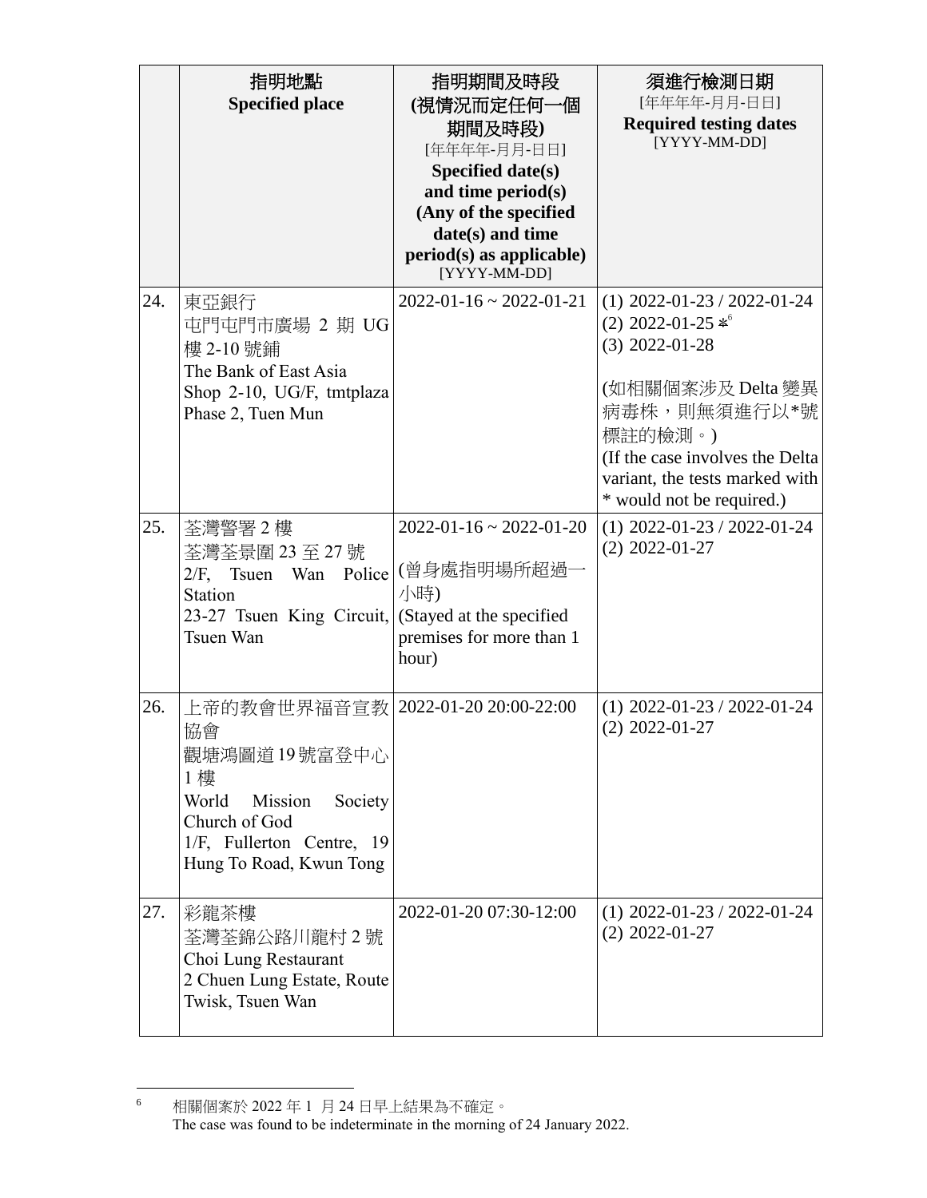| | 指明地點<br>**Specified place** | 指明期間及時段<br>**(視情況而定任何一個期間及時段)**<br>[年年年年-月月-日日]<br>**Specified date(s) and time period(s) (Any of the specified date(s) and time period(s) as applicable)**<br>[YYYY-MM-DD] | 須進行檢測日期<br>[年年年年-月月-日日]<br>**Required testing dates**<br>[YYYY-MM-DD] |
|---|---|---|---|
| 24. | 東亞銀行<br>屯門屯門市廣場 2 期 UG 樓 2-10 號鋪<br>The Bank of East Asia<br>Shop 2-10, UG/F, tmtplaza Phase 2, Tuen Mun | 2022-01-16 ~ 2022-01-21 | (1) 2022-01-23 / 2022-01-24<br>(2) 2022-01-25 *[6]<br>(3) 2022-01-28<br><br>(如相關個案涉及 Delta 變異病毒株，則無須進行以*號標註的檢測。)<br>(If the case involves the Delta variant, the tests marked with * would not be required.) |
| 25. | 荃灣警署 2 樓<br>荃灣荃景圍 23 至 27 號<br>2/F, Tsuen Wan Police Station<br>23-27 Tsuen King Circuit, Tsuen Wan | 2022-01-16 ~ 2022-01-20<br><br>(曾身處指明場所超過一小時)<br>(Stayed at the specified premises for more than 1 hour) | (1) 2022-01-23 / 2022-01-24<br>(2) 2022-01-27 |
| 26. | 上帝的教會世界福音宣教協會<br>觀塘鴻圖道 19 號富登中心 1 樓<br>World Mission Society Church of God<br>1/F, Fullerton Centre, 19 Hung To Road, Kwun Tong | 2022-01-20 20:00-22:00 | (1) 2022-01-23 / 2022-01-24<br>(2) 2022-01-27 |
| 27. | 彩龍茶樓<br>荃灣荃錦公路川龍村 2 號<br>Choi Lung Restaurant<br>2 Chuen Lung Estate, Route Twisk, Tsuen Wan | 2022-01-20 07:30-12:00 | (1) 2022-01-23 / 2022-01-24<br>(2) 2022-01-27 |

[6] 相關個案於 2022 年 1 月 24 日早上結果為不確定。
The case was found to be indeterminate in the morning of 24 January 2022.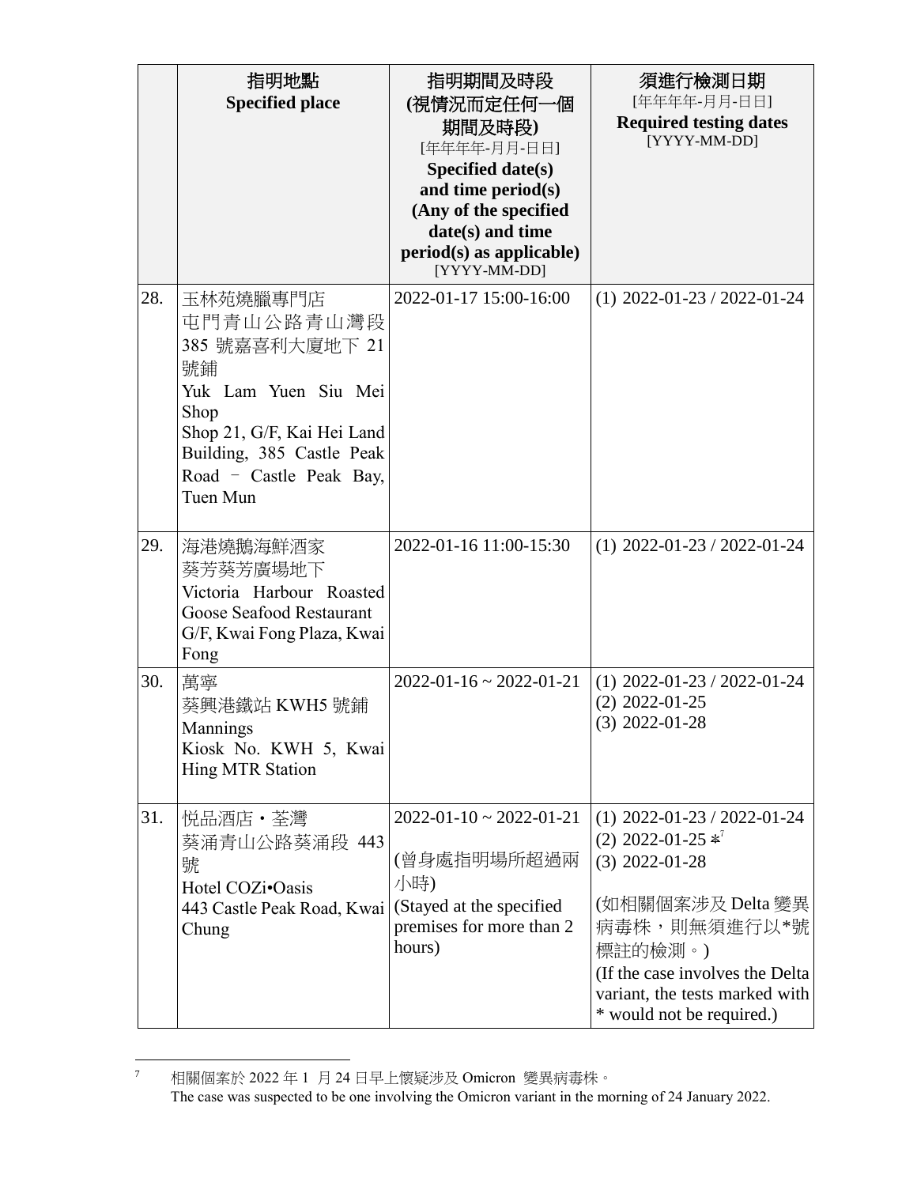| | 指明地點<br>**Specified place** | 指明期間及時段<br>**(視情況而定任何一個期間及時段)**<br>[年年年年-月月-日日]<br>**Specified date(s) and time period(s) (Any of the specified date(s) and time period(s) as applicable)**<br>[YYYY-MM-DD] | 須進行檢測日期<br>[年年年年-月月-日日]<br>**Required testing dates**<br>[YYYY-MM-DD] |
|---|---|---|---|
| 28. | 玉林苑燒臘專門店<br>屯門青山公路青山灣段 385 號嘉喜利大廈地下 21 號鋪<br>Yuk Lam Yuen Siu Mei Shop<br>Shop 21, G/F, Kai Hei Land Building, 385 Castle Peak Road – Castle Peak Bay, Tuen Mun | 2022-01-17 15:00-16:00 | (1) 2022-01-23 / 2022-01-24 |
| 29. | 海港燒鵝海鮮酒家<br>葵芳葵芳廣場地下<br>Victoria Harbour Roasted Goose Seafood Restaurant<br>G/F, Kwai Fong Plaza, Kwai Fong | 2022-01-16 11:00-15:30 | (1) 2022-01-23 / 2022-01-24 |
| 30. | 萬寧<br>葵興港鐵站 KWH5 號鋪<br>Mannings<br>Kiosk No. KWH 5, Kwai Hing MTR Station | 2022-01-16 ~ 2022-01-21 | (1) 2022-01-23 / 2022-01-24<br>(2) 2022-01-25<br>(3) 2022-01-28 |
| 31. | 悅品酒店・荃灣<br>葵涌青山公路葵涌段 443 號<br>Hotel COZi•Oasis<br>443 Castle Peak Road, Kwai Chung | 2022-01-10 ~ 2022-01-21<br><br>(曾身處指明場所超過兩小時)<br>(Stayed at the specified premises for more than 2 hours) | (1) 2022-01-23 / 2022-01-24<br>(2) 2022-01-25 *[7]<br>(3) 2022-01-28<br><br>(如相關個案涉及 Delta 變異病毒株，則無須進行以*號標註的檢測。)<br>(If the case involves the Delta variant, the tests marked with * would not be required.) |

[7] 相關個案於 2022 年 1 月 24 日早上懷疑涉及 Omicron 變異病毒株。
The case was suspected to be one involving the Omicron variant in the morning of 24 January 2022.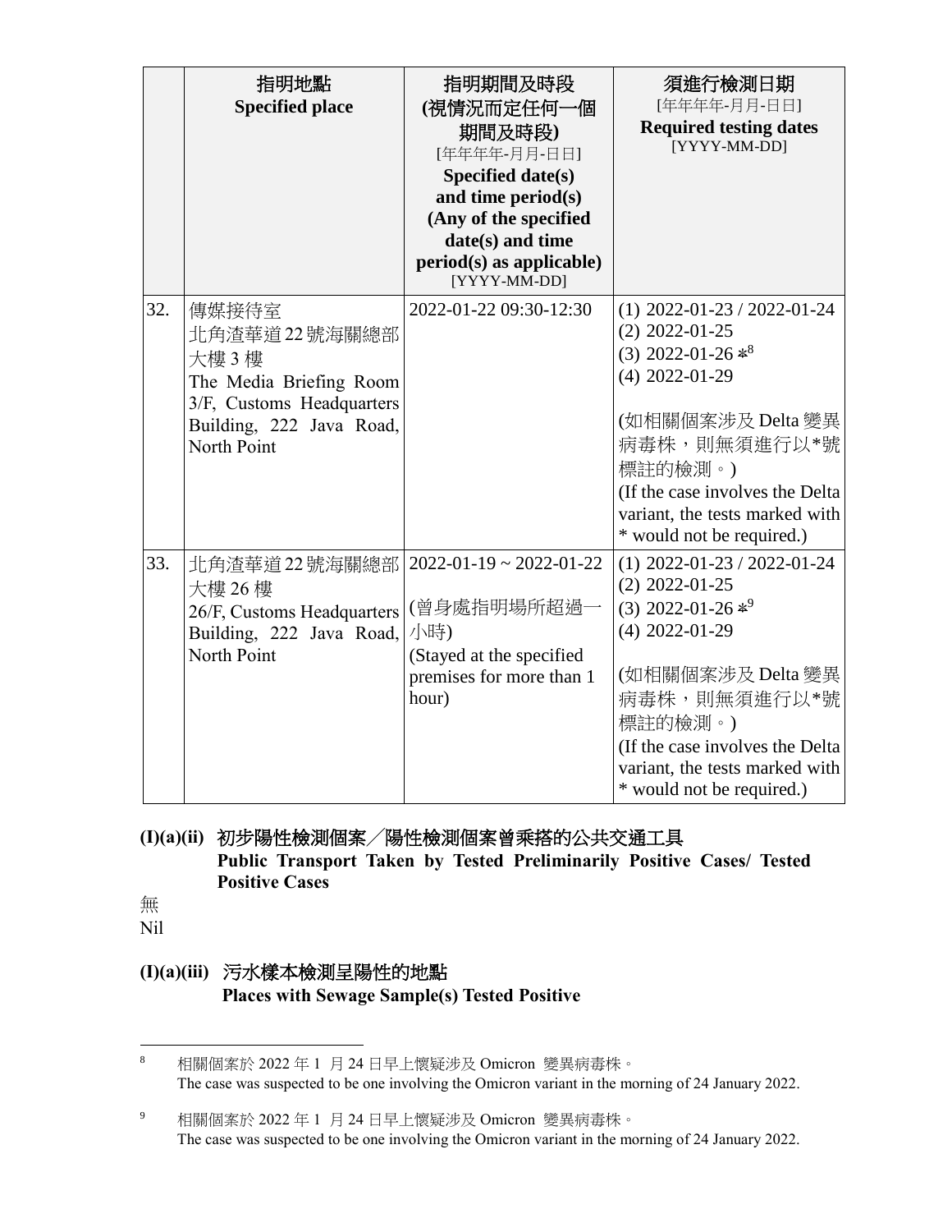| | 指明地點<br>**Specified place** | 指明期間及時段<br>**(視情況而定任何一個期間及時段)**<br>[年年年年-月月-日日]<br>**Specified date(s) and time period(s) (Any of the specified date(s) and time period(s) as applicable)**<br>[YYYY-MM-DD] | 須進行檢測日期<br>[年年年年-月月-日日]<br>**Required testing dates**<br>[YYYY-MM-DD] |
|---|---|---|---|
| 32. | 傳媒接待室<br>北角渣華道 22 號海關總部大樓 3 樓<br>The Media Briefing Room 3/F, Customs Headquarters Building, 222 Java Road, North Point | 2022-01-22 09:30-12:30 | (1) 2022-01-23 / 2022-01-24<br>(2) 2022-01-25<br>(3) 2022-01-26 *[8]<br>(4) 2022-01-29<br><br>(如相關個案涉及 Delta 變異病毒株，則無須進行以*號標註的檢測。)<br>(If the case involves the Delta variant, the tests marked with * would not be required.) |
| 33. | 北角渣華道 22 號海關總部大樓 26 樓<br>26/F, Customs Headquarters Building, 222 Java Road, North Point | 2022-01-19 ~ 2022-01-22<br><br>(曾身處指明場所超過一小時)<br>(Stayed at the specified premises for more than 1 hour) | (1) 2022-01-23 / 2022-01-24<br>(2) 2022-01-25<br>(3) 2022-01-26 *[9]<br>(4) 2022-01-29<br><br>(如相關個案涉及 Delta 變異病毒株，則無須進行以*號標註的檢測。)<br>(If the case involves the Delta variant, the tests marked with * would not be required.) |

### (I)(a)(ii) 初步陽性檢測個案／陽性檢測個案曾乘搭的公共交通工具 **Public Transport Taken by Tested Preliminarily Positive Cases/ Tested Positive Cases**

無

Nil

### (I)(a)(iii) 污水樣本檢測呈陽性的地點 **Places with Sewage Sample(s) Tested Positive**

[8] 相關個案於 2022 年 1 月 24 日早上懷疑涉及 Omicron 變異病毒株。
The case was suspected to be one involving the Omicron variant in the morning of 24 January 2022.

[9] 相關個案於 2022 年 1 月 24 日早上懷疑涉及 Omicron 變異病毒株。
The case was suspected to be one involving the Omicron variant in the morning of 24 January 2022.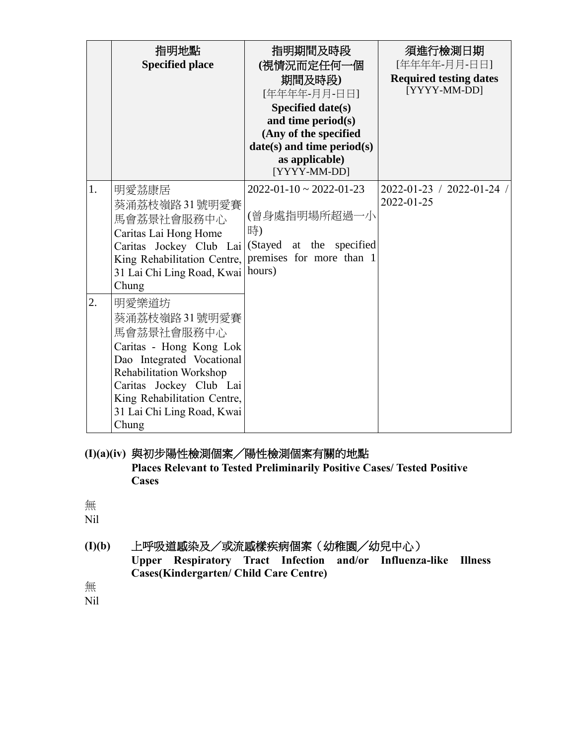| | 指明地點<br>**Specified place** | 指明期間及時段<br>**(視情況而定任何一個期間及時段)**<br>[年年年年-月月-日日]<br>**Specified date(s) and time period(s) (Any of the specified date(s) and time period(s) as applicable)**<br>[YYYY-MM-DD] | 須進行檢測日期<br>[年年年年-月月-日日]<br>**Required testing dates**<br>[YYYY-MM-DD] |
|---|---|---|---|
| 1. | 明愛荔康居<br>葵涌荔枝嶺路31號明愛賽馬會荔景社會服務中心<br>Caritas Lai Hong Home<br>Caritas Jockey Club Lai King Rehabilitation Centre, 31 Lai Chi Ling Road, Kwai Chung | 2022-01-10 ~ 2022-01-23<br><br>(曾身處指明場所超過一小時)<br>(Stayed at the specified premises for more than 1 hours) | 2022-01-23 / 2022-01-24 / 2022-01-25 |
| 2. | 明愛樂道坊<br>葵涌荔枝嶺路31號明愛賽馬會荔景社會服務中心<br>Caritas - Hong Kong Lok Dao Integrated Vocational Rehabilitation Workshop<br>Caritas Jockey Club Lai King Rehabilitation Centre, 31 Lai Chi Ling Road, Kwai Chung | | |

## (I)(a)(iv) 與初步陽性檢測個案／陽性檢測個案有關的地點 Places Relevant to Tested Preliminarily Positive Cases/ Tested Positive Cases

無

Nil

## (I)(b) 上呼吸道感染及／或流感樣疾病個案（幼稚園／幼兒中心） Upper Respiratory Tract Infection and/or Influenza-like Illness Cases(Kindergarten/ Child Care Centre)

無

Nil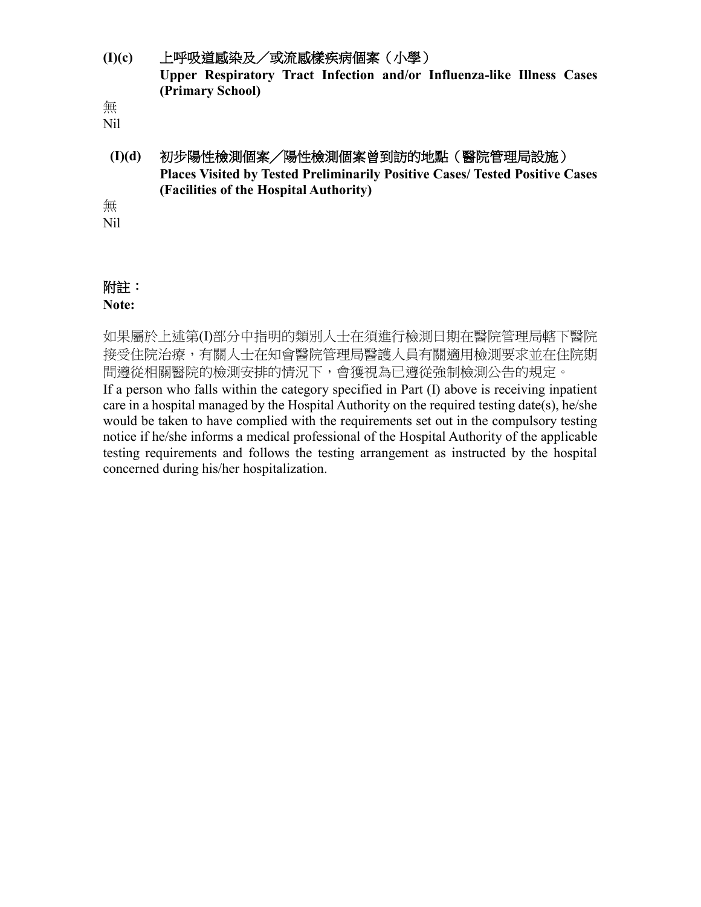### (I)(c) 上呼吸道感染及／或流感樣疾病個案（小學）
### Upper Respiratory Tract Infection and/or Influenza-like Illness Cases (Primary School)

無

Nil

### (I)(d) 初步陽性檢測個案／陽性檢測個案曾到訪的地點（醫院管理局設施）
### Places Visited by Tested Preliminarily Positive Cases/ Tested Positive Cases (Facilities of the Hospital Authority)

無

Nil

**附註：**

**Note:**

如果屬於上述第(I)部分中指明的類別人士在須進行檢測日期在醫院管理局轄下醫院接受住院治療，有關人士在知會醫院管理局醫護人員有關適用檢測要求並在住院期間遵從相關醫院的檢測安排的情況下，會獲視為已遵從強制檢測公告的規定。

If a person who falls within the category specified in Part (I) above is receiving inpatient care in a hospital managed by the Hospital Authority on the required testing date(s), he/she would be taken to have complied with the requirements set out in the compulsory testing notice if he/she informs a medical professional of the Hospital Authority of the applicable testing requirements and follows the testing arrangement as instructed by the hospital concerned during his/her hospitalization.